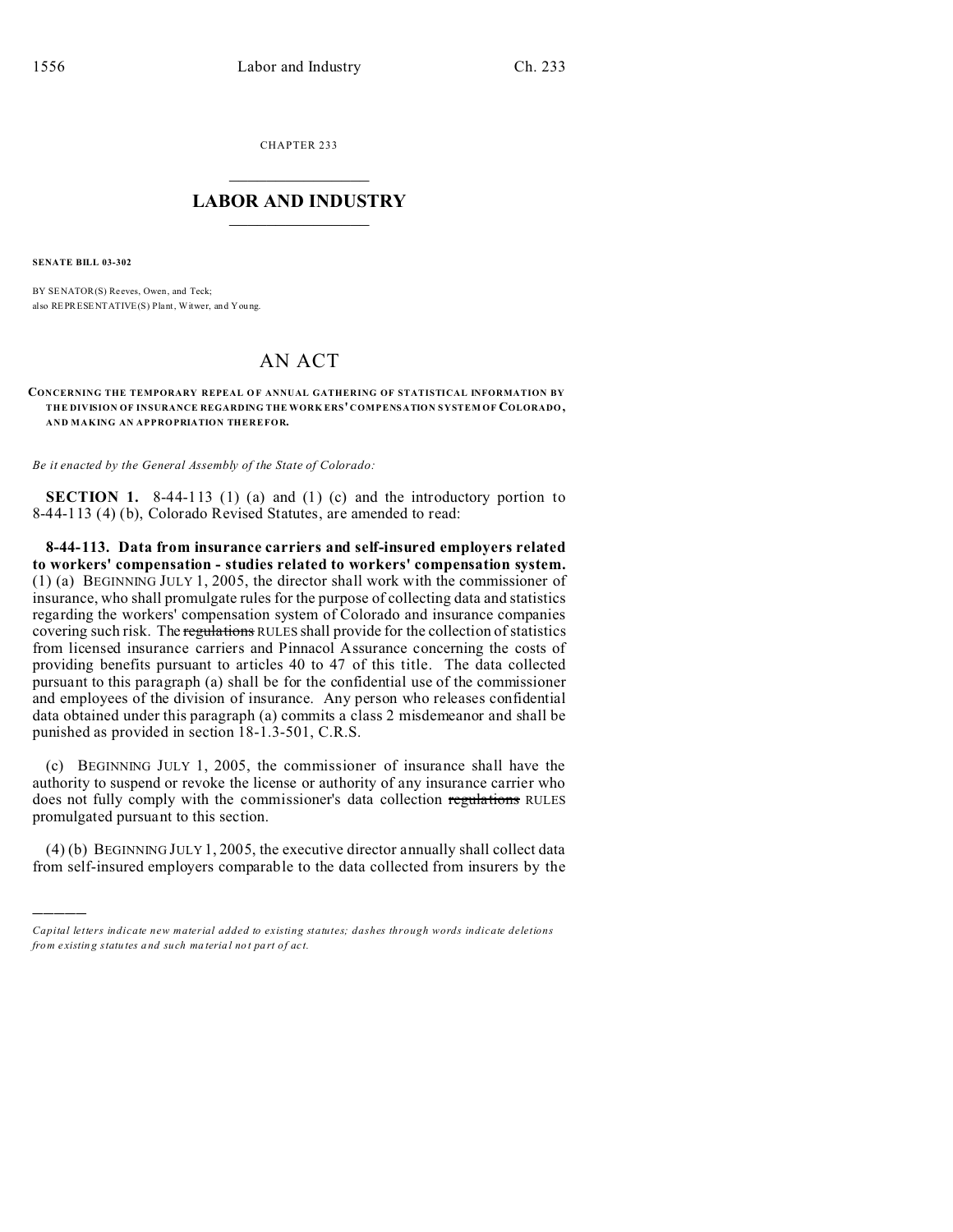CHAPTER 233

# LABOR AND INDUSTRY

**SENATE BILL 03-302**

BY SENATOR(S) Reeves, Owen, and Teck;
also REPRESENTATIVE(S) Plant, Witwer, and Young.

# AN ACT

**CONCERNING THE TEMPORARY REPEAL OF ANNUAL GATHERING OF STATISTICAL INFORMATION BY THE DIVISION OF INSURANCE REGARDING THE WORKERS' COMPENSATION SYSTEM OF COLORADO, AND MAKING AN APPROPRIATION THEREFOR.**

*Be it enacted by the General Assembly of the State of Colorado:*

**SECTION 1.** 8-44-113 (1) (a) and (1) (c) and the introductory portion to 8-44-113 (4) (b), Colorado Revised Statutes, are amended to read:

**8-44-113. Data from insurance carriers and self-insured employers related to workers' compensation - studies related to workers' compensation system.** (1) (a) BEGINNING JULY 1, 2005, the director shall work with the commissioner of insurance, who shall promulgate rules for the purpose of collecting data and statistics regarding the workers' compensation system of Colorado and insurance companies covering such risk. The ~~regulations~~ RULES shall provide for the collection of statistics from licensed insurance carriers and Pinnacol Assurance concerning the costs of providing benefits pursuant to articles 40 to 47 of this title. The data collected pursuant to this paragraph (a) shall be for the confidential use of the commissioner and employees of the division of insurance. Any person who releases confidential data obtained under this paragraph (a) commits a class 2 misdemeanor and shall be punished as provided in section 18-1.3-501, C.R.S.

(c) BEGINNING JULY 1, 2005, the commissioner of insurance shall have the authority to suspend or revoke the license or authority of any insurance carrier who does not fully comply with the commissioner's data collection ~~regulations~~ RULES promulgated pursuant to this section.

(4) (b) BEGINNING JULY 1, 2005, the executive director annually shall collect data from self-insured employers comparable to the data collected from insurers by the

---

*Capital letters indicate new material added to existing statutes; dashes through words indicate deletions from existing statutes and such material not part of act.*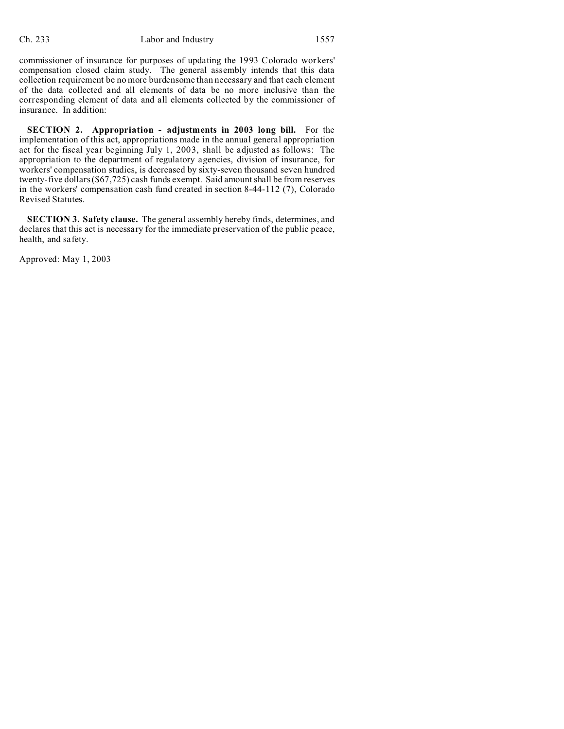commissioner of insurance for purposes of updating the 1993 Colorado workers' compensation closed claim study. The general assembly intends that this data collection requirement be no more burdensome than necessary and that each element of the data collected and all elements of data be no more inclusive than the corresponding element of data and all elements collected by the commissioner of insurance. In addition:

**SECTION 2. Appropriation - adjustments in 2003 long bill.** For the implementation of this act, appropriations made in the annual general appropriation act for the fiscal year beginning July 1, 2003, shall be adjusted as follows: The appropriation to the department of regulatory agencies, division of insurance, for workers' compensation studies, is decreased by sixty-seven thousand seven hundred twenty-five dollars ($67,725) cash funds exempt. Said amount shall be from reserves in the workers' compensation cash fund created in section 8-44-112 (7), Colorado Revised Statutes.

**SECTION 3. Safety clause.** The general assembly hereby finds, determines, and declares that this act is necessary for the immediate preservation of the public peace, health, and safety.

Approved: May 1, 2003